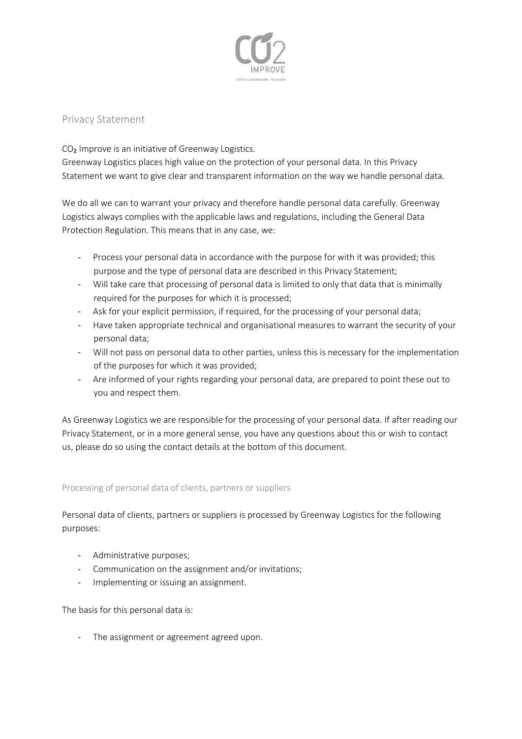## Privacy Statement

$CO_2$ Improve is an initiative of Greenway Logistics.
Greenway Logistics places high value on the protection of your personal data. In this Privacy Statement we want to give clear and transparent information on the way we handle personal data.

We do all we can to warrant your privacy and therefore handle personal data carefully. Greenway Logistics always complies with the applicable laws and regulations, including the General Data Protection Regulation. This means that in any case, we:

- Process your personal data in accordance with the purpose for with it was provided; this purpose and the type of personal data are described in this Privacy Statement;
- Will take care that processing of personal data is limited to only that data that is minimally required for the purposes for which it is processed;
- Ask for your explicit permission, if required, for the processing of your personal data;
- Have taken appropriate technical and organisational measures to warrant the security of your personal data;
- Will not pass on personal data to other parties, unless this is necessary for the implementation of the purposes for which it was provided;
- Are informed of your rights regarding your personal data, are prepared to point these out to you and respect them.

As Greenway Logistics we are responsible for the processing of your personal data. If after reading our Privacy Statement, or in a more general sense, you have any questions about this or wish to contact us, please do so using the contact details at the bottom of this document.

### Processing of personal data of clients, partners or suppliers

Personal data of clients, partners or suppliers is processed by Greenway Logistics for the following purposes:

- Administrative purposes;
- Communication on the assignment and/or invitations;
- Implementing or issuing an assignment.

The basis for this personal data is:

- The assignment or agreement agreed upon.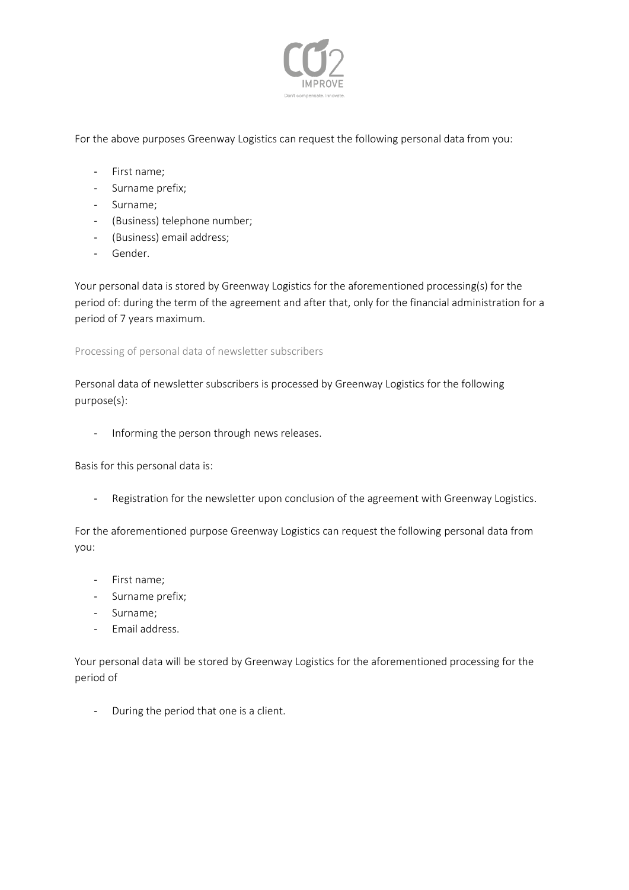For the above purposes Greenway Logistics can request the following personal data from you:

- First name;
- Surname prefix;
- Surname;
- (Business) telephone number;
- (Business) email address;
- Gender.

Your personal data is stored by Greenway Logistics for the aforementioned processing(s) for the period of: during the term of the agreement and after that, only for the financial administration for a period of 7 years maximum.

### Processing of personal data of newsletter subscribers

Personal data of newsletter subscribers is processed by Greenway Logistics for the following purpose(s):

- Informing the person through news releases.

Basis for this personal data is:

- Registration for the newsletter upon conclusion of the agreement with Greenway Logistics.

For the aforementioned purpose Greenway Logistics can request the following personal data from you:

- First name;
- Surname prefix;
- Surname;
- Email address.

Your personal data will be stored by Greenway Logistics for the aforementioned processing for the period of

- During the period that one is a client.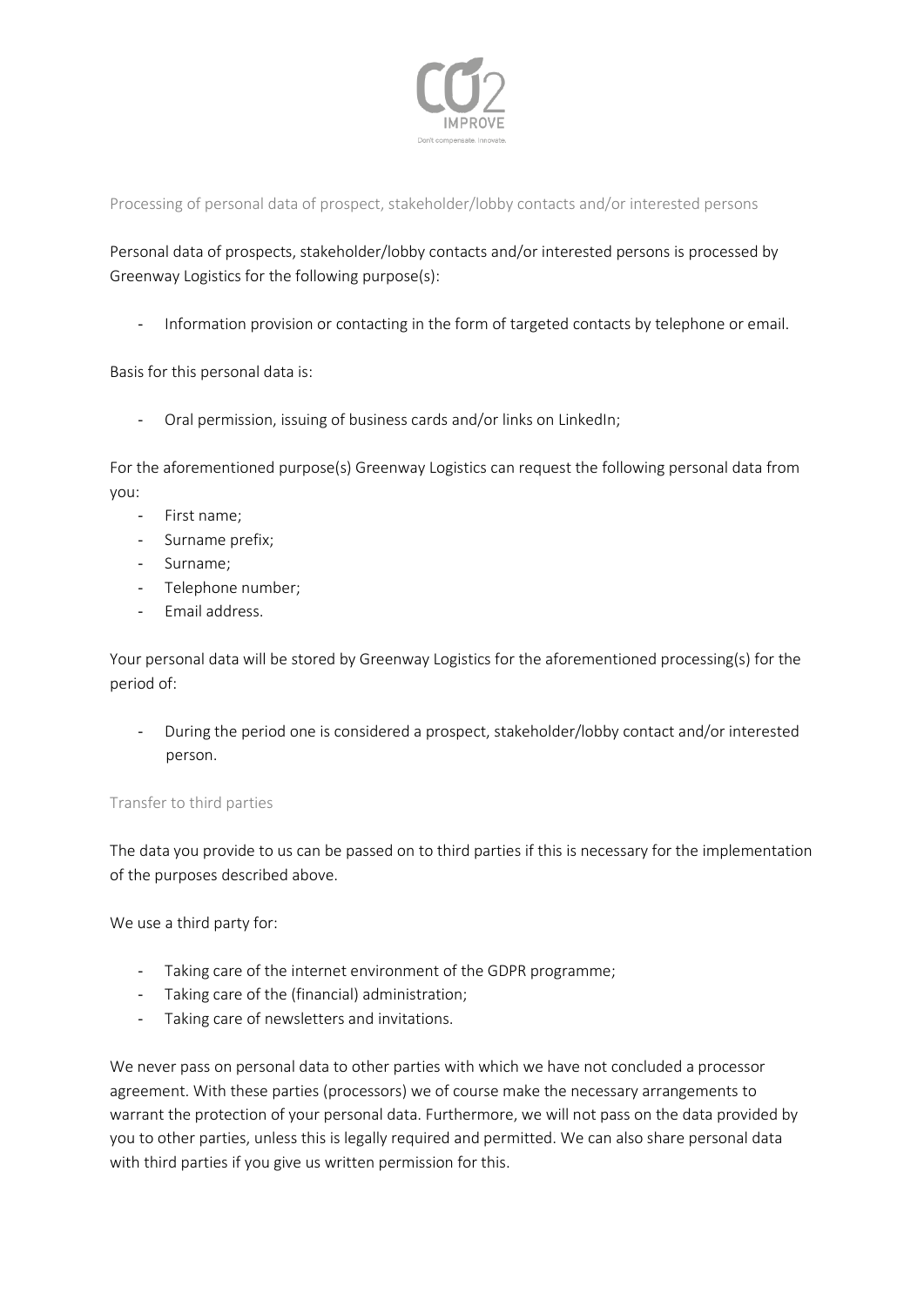## Processing of personal data of prospect, stakeholder/lobby contacts and/or interested persons

Personal data of prospects, stakeholder/lobby contacts and/or interested persons is processed by Greenway Logistics for the following purpose(s):

- Information provision or contacting in the form of targeted contacts by telephone or email.

Basis for this personal data is:

- Oral permission, issuing of business cards and/or links on LinkedIn;

For the aforementioned purpose(s) Greenway Logistics can request the following personal data from you:

- First name;
- Surname prefix;
- Surname;
- Telephone number;
- Email address.

Your personal data will be stored by Greenway Logistics for the aforementioned processing(s) for the period of:

- During the period one is considered a prospect, stakeholder/lobby contact and/or interested person.

## Transfer to third parties

The data you provide to us can be passed on to third parties if this is necessary for the implementation of the purposes described above.

We use a third party for:

- Taking care of the internet environment of the GDPR programme;
- Taking care of the (financial) administration;
- Taking care of newsletters and invitations.

We never pass on personal data to other parties with which we have not concluded a processor agreement. With these parties (processors) we of course make the necessary arrangements to warrant the protection of your personal data. Furthermore, we will not pass on the data provided by you to other parties, unless this is legally required and permitted. We can also share personal data with third parties if you give us written permission for this.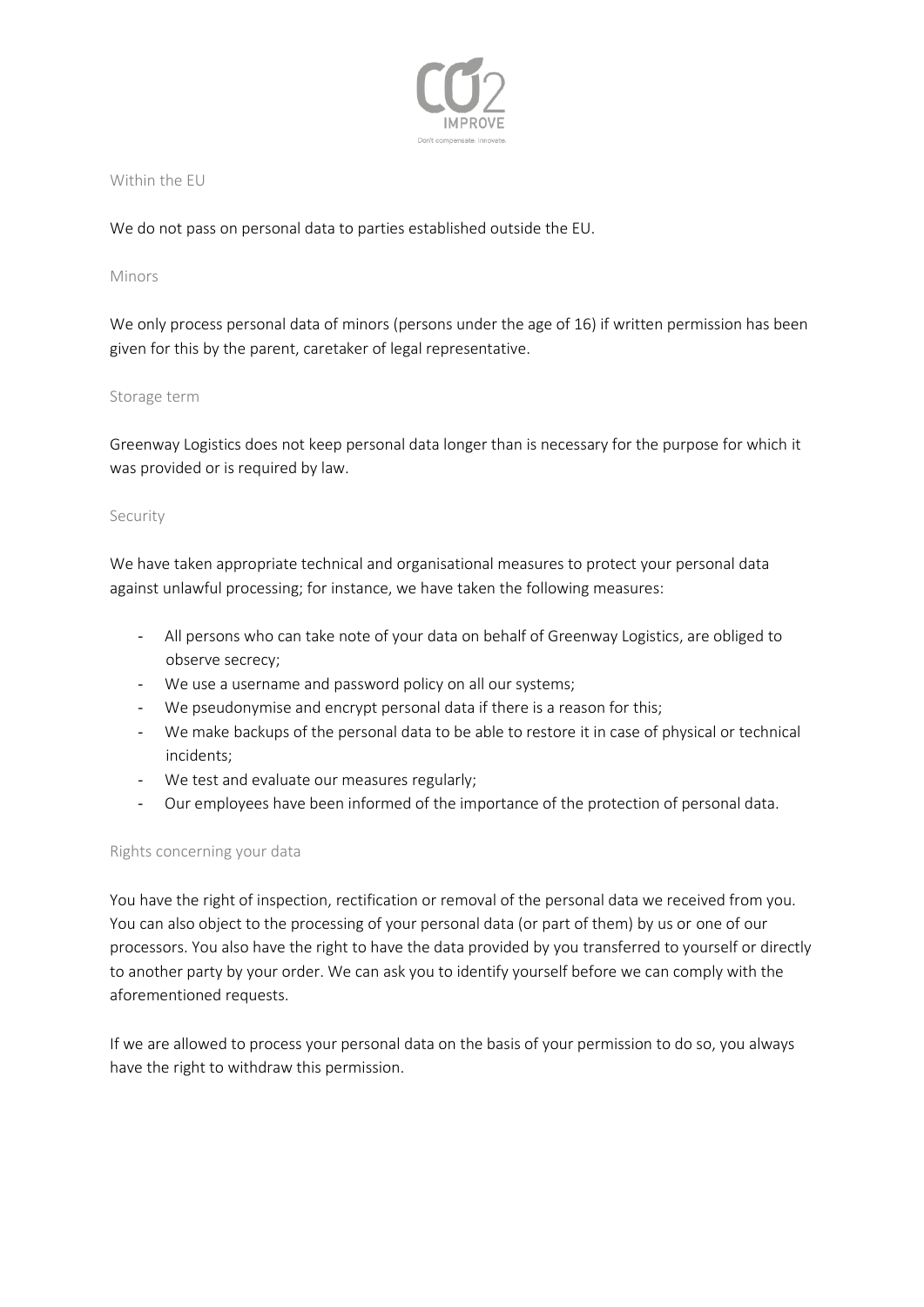## Within the EU

We do not pass on personal data to parties established outside the EU.

## Minors

We only process personal data of minors (persons under the age of 16) if written permission has been given for this by the parent, caretaker of legal representative.

## Storage term

Greenway Logistics does not keep personal data longer than is necessary for the purpose for which it was provided or is required by law.

## Security

We have taken appropriate technical and organisational measures to protect your personal data against unlawful processing; for instance, we have taken the following measures:

- All persons who can take note of your data on behalf of Greenway Logistics, are obliged to observe secrecy;
- We use a username and password policy on all our systems;
- We pseudonymise and encrypt personal data if there is a reason for this;
- We make backups of the personal data to be able to restore it in case of physical or technical incidents;
- We test and evaluate our measures regularly;
- Our employees have been informed of the importance of the protection of personal data.

## Rights concerning your data

You have the right of inspection, rectification or removal of the personal data we received from you. You can also object to the processing of your personal data (or part of them) by us or one of our processors. You also have the right to have the data provided by you transferred to yourself or directly to another party by your order. We can ask you to identify yourself before we can comply with the aforementioned requests.

If we are allowed to process your personal data on the basis of your permission to do so, you always have the right to withdraw this permission.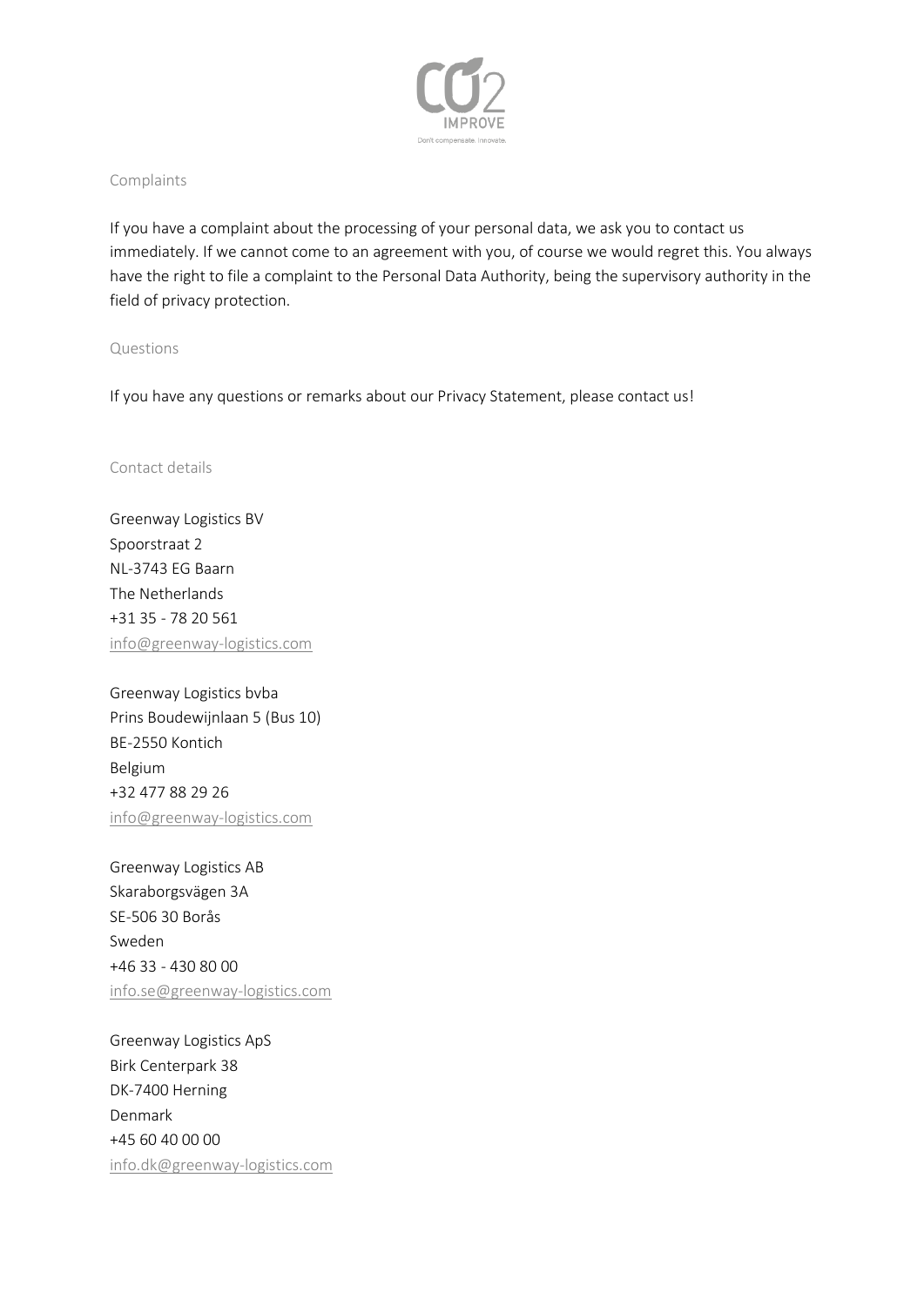## Complaints

If you have a complaint about the processing of your personal data, we ask you to contact us immediately. If we cannot come to an agreement with you, of course we would regret this. You always have the right to file a complaint to the Personal Data Authority, being the supervisory authority in the field of privacy protection.

## Questions

If you have any questions or remarks about our Privacy Statement, please contact us!

## Contact details

Greenway Logistics BV
Spoorstraat 2
NL-3743 EG Baarn
The Netherlands
+31 35 - 78 20 561
info@greenway-logistics.com

Greenway Logistics bvba
Prins Boudewijnlaan 5 (Bus 10)
BE-2550 Kontich
Belgium
+32 477 88 29 26
info@greenway-logistics.com

Greenway Logistics AB
Skaraborgsvägen 3A
SE-506 30 Borås
Sweden
+46 33 - 430 80 00
info.se@greenway-logistics.com

Greenway Logistics ApS
Birk Centerpark 38
DK-7400 Herning
Denmark
+45 60 40 00 00
info.dk@greenway-logistics.com